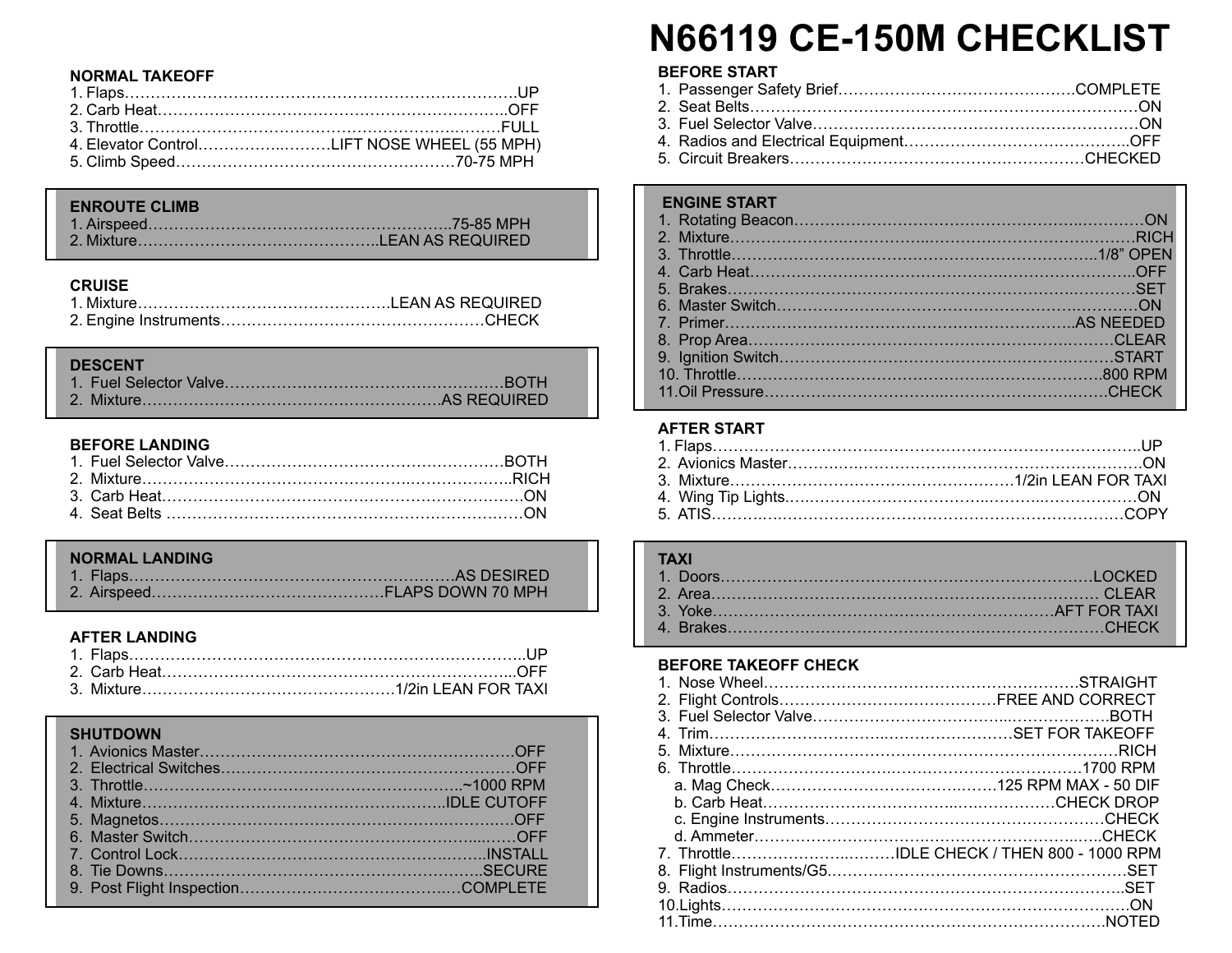# N66119 CE-150M CHECKLIST

## NORMAL TAKEOFF

1. Flaps……………………………………………………………………….UP
2. Carb Heat……………………………………………………………..OFF
3. Throttle…………………………………………………………………FULL
4. Elevator Control……………..………LIFT NOSE WHEEL (55 MPH)
5. Climb Speed………………………………………………70-75 MPH

## ENROUTE CLIMB

1. Airspeed……………………………………………………75-85 MPH
2. Mixture………………………………………..LEAN AS REQUIRED

## CRUISE

1. Mixture…………………………………………….LEAN AS REQUIRED
2. Engine Instruments……………………………………………CHECK

## DESCENT

1. Fuel Selector Valve………………………………………………BOTH
2. Mixture…………………………………………………AS REQUIRED

## BEFORE LANDING

1. Fuel Selector Valve………………………………………………BOTH
2. Mixture……………………………………………………………..RICH
3. Carb Heat………………………………………………………………ON
4. Seat Belts ……………………………………………………………ON

## NORMAL LANDING

1. Flaps………………………………………………………AS DESIRED
2. Airspeed………………………………………FLAPS DOWN 70 MPH

## AFTER LANDING

1. Flaps…………………………………………………………………..UP
2. Carb Heat……………………………………………………………..OFF
3. Mixture…………………………………………1/2in LEAN FOR TAXI

## SHUTDOWN

1. Avionics Master……………………………………………………OFF
2. Electrical Switches…………………………………………………OFF
3. Throttle……………………………………………………….~1000 RPM
4. Mixture……………………………………………………IDLE CUTOFF
5. Magnetos………………………………………………………………OFF
6. Master Switch…………………………………………………………OFF
7. Control Lock……………………………………………………..INSTALL
8. Tie Downs……………………………………………………….SECURE
9. Post Flight Inspection…………………………………….COMPLETE

## BEFORE START

1. Passenger Safety Brief………………………………………COMPLETE
2. Seat Belts……………………………………………………………………ON
3. Fuel Selector Valve…………………………………………………………ON
4. Radios and Electrical Equipment……………………………………..OFF
5. Circuit Breakers………………………………………………….CHECKED

## ENGINE START

1. Rotating Beacon……………………………………………………………ON
2. Mixture………………………………………………………………………RICH
3. Throttle…………………………………………………………….1/8" OPEN
4. Carb Heat……………………………………………………………………..OFF
5. Brakes…………………………………………………………………………SET
6. Master Switch…………………………………………………………………ON
7. Primer…………………………………………………………….AS NEEDED
8. Prop Area…………………………………………………………………CLEAR
9. Ignition Switch…………………………………………………………START
10. Throttle…………………………………………………………….800 RPM
11. Oil Pressure………………………………………………………….CHECK

## AFTER START

1. Flaps……………………………………………………………………………..UP
2. Avionics Master……………………………………………………………….ON
3. Mixture……………………………………………1/2in LEAN FOR TAXI
4. Wing Tip Lights……………………………………………………………….ON
5. ATIS……………………………………………………………………….COPY

## TAXI

1. Doors……………………………………………………………….LOCKED
2. Area……………………………………………………………………. CLEAR
3. Yoke…………………………………………………………AFT FOR TAXI
4. Brakes………………………………………………………………….CHECK

## BEFORE TAKEOFF CHECK

1. Nose Wheel……………………………………………………….STRAIGHT
2. Flight Controls……………………………………FREE AND CORRECT
3. Fuel Selector Valve……………………………………………………..BOTH
4. Trim…………………………………………………SET FOR TAKEOFF
5. Mixture……………………………………………………………………RICH
6. Throttle…………………………………………………………….1700 RPM
   a. Mag Check…………………………………….125 RPM MAX - 50 DIF
   b. Carb Heat……………………………………………….CHECK DROP
   c. Engine Instruments……………………………………………CHECK
   d. Ammeter………………………………………………………….CHECK
7. Throttle…………………………IDLE CHECK / THEN 800 - 1000 RPM
8. Flight Instruments/G5…………………………………………………SET
9. Radios………………………………………………………………….SET
10. Lights………………………………………………………………………ON
11. Time………………………………………………………………….NOTED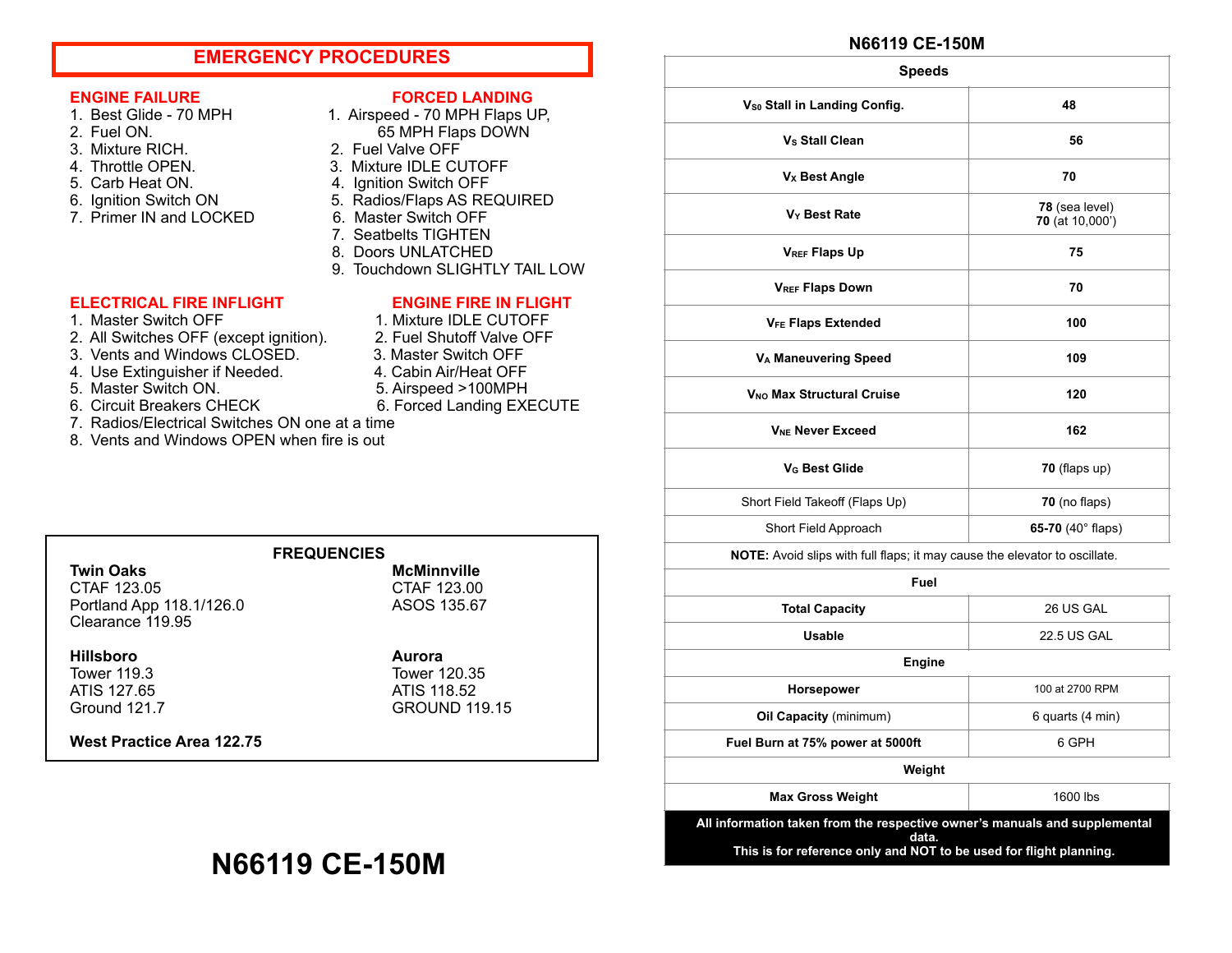## EMERGENCY PROCEDURES

### ENGINE FAILURE

1. Best Glide - 70 MPH
2. Fuel ON.
3. Mixture RICH.
4. Throttle OPEN.
5. Carb Heat ON.
6. Ignition Switch ON
7. Primer IN and LOCKED

### FORCED LANDING

1. Airspeed - 70 MPH Flaps UP, 65 MPH Flaps DOWN
2. Fuel Valve OFF
3. Mixture IDLE CUTOFF
4. Ignition Switch OFF
5. Radios/Flaps AS REQUIRED
6. Master Switch OFF
7. Seatbelts TIGHTEN
8. Doors UNLATCHED
9. Touchdown SLIGHTLY TAIL LOW

### ELECTRICAL FIRE INFLIGHT

1. Master Switch OFF
2. All Switches OFF (except ignition).
3. Vents and Windows CLOSED.
4. Use Extinguisher if Needed.
5. Master Switch ON.
6. Circuit Breakers CHECK
7. Radios/Electrical Switches ON one at a time
8. Vents and Windows OPEN when fire is out

### ENGINE FIRE IN FLIGHT

1. Mixture IDLE CUTOFF
2. Fuel Shutoff Valve OFF
3. Master Switch OFF
4. Cabin Air/Heat OFF
5. Airspeed >100MPH
6. Forced Landing EXECUTE

## FREQUENCIES

**Twin Oaks**
CTAF 123.05
Portland App 118.1/126.0
Clearance 119.95

**McMinnville**
CTAF 123.00
ASOS 135.67

**Hillsboro**
Tower 119.3
ATIS 127.65
Ground 121.7

**Aurora**
Tower 120.35
ATIS 118.52
GROUND 119.15

**West Practice Area 122.75**

# N66119 CE-150M

## N66119 CE-150M

| Speeds | |
|---|---|
| $V_{S0}$ Stall in Landing Config. | 48 |
| $V_S$ Stall Clean | 56 |
| $V_X$ Best Angle | 70 |
| $V_Y$ Best Rate | **78** (sea level) **70** (at 10,000') |
| $V_{REF}$ Flaps Up | 75 |
| $V_{REF}$ Flaps Down | 70 |
| $V_{FE}$ Flaps Extended | 100 |
| $V_A$ Maneuvering Speed | 109 |
| $V_{NO}$ Max Structural Cruise | 120 |
| $V_{NE}$ Never Exceed | 162 |
| $V_G$ Best Glide | **70** (flaps up) |
| Short Field Takeoff (Flaps Up) | **70** (no flaps) |
| Short Field Approach | **65-70** (40° flaps) |
| **NOTE:** Avoid slips with full flaps; it may cause the elevator to oscillate. | |
| **Fuel** | |
| **Total Capacity** | 26 US GAL |
| **Usable** | 22.5 US GAL |
| **Engine** | |
| **Horsepower** | 100 at 2700 RPM |
| **Oil Capacity** (minimum) | 6 quarts (4 min) |
| **Fuel Burn at 75% power at 5000ft** | 6 GPH |
| **Weight** | |
| **Max Gross Weight** | 1600 lbs |

**All information taken from the respective owner's manuals and supplemental data. This is for reference only and NOT to be used for flight planning.**